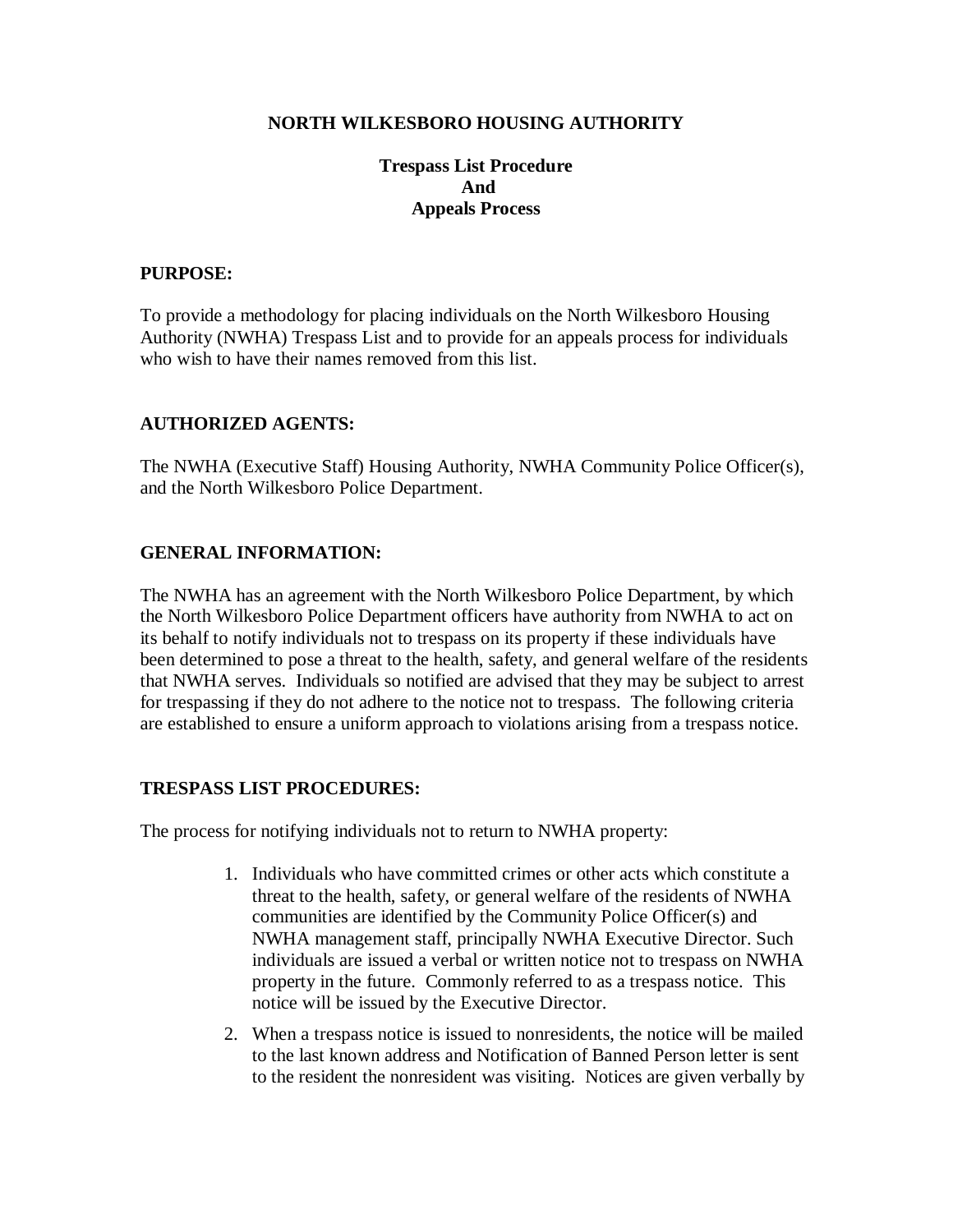# NORTH WILKESBORO HOUSING AUTHORITY

## Trespass List Procedure
## And
## Appeals Process

### PURPOSE:

To provide a methodology for placing individuals on the North Wilkesboro Housing Authority (NWHA) Trespass List and to provide for an appeals process for individuals who wish to have their names removed from this list.

### AUTHORIZED AGENTS:

The NWHA (Executive Staff) Housing Authority, NWHA Community Police Officer(s), and the North Wilkesboro Police Department.

### GENERAL INFORMATION:

The NWHA has an agreement with the North Wilkesboro Police Department, by which the North Wilkesboro Police Department officers have authority from NWHA to act on its behalf to notify individuals not to trespass on its property if these individuals have been determined to pose a threat to the health, safety, and general welfare of the residents that NWHA serves. Individuals so notified are advised that they may be subject to arrest for trespassing if they do not adhere to the notice not to trespass. The following criteria are established to ensure a uniform approach to violations arising from a trespass notice.

### TRESPASS LIST PROCEDURES:

The process for notifying individuals not to return to NWHA property:

1. Individuals who have committed crimes or other acts which constitute a threat to the health, safety, or general welfare of the residents of NWHA communities are identified by the Community Police Officer(s) and NWHA management staff, principally NWHA Executive Director. Such individuals are issued a verbal or written notice not to trespass on NWHA property in the future. Commonly referred to as a trespass notice. This notice will be issued by the Executive Director.
2. When a trespass notice is issued to nonresidents, the notice will be mailed to the last known address and Notification of Banned Person letter is sent to the resident the nonresident was visiting. Notices are given verbally by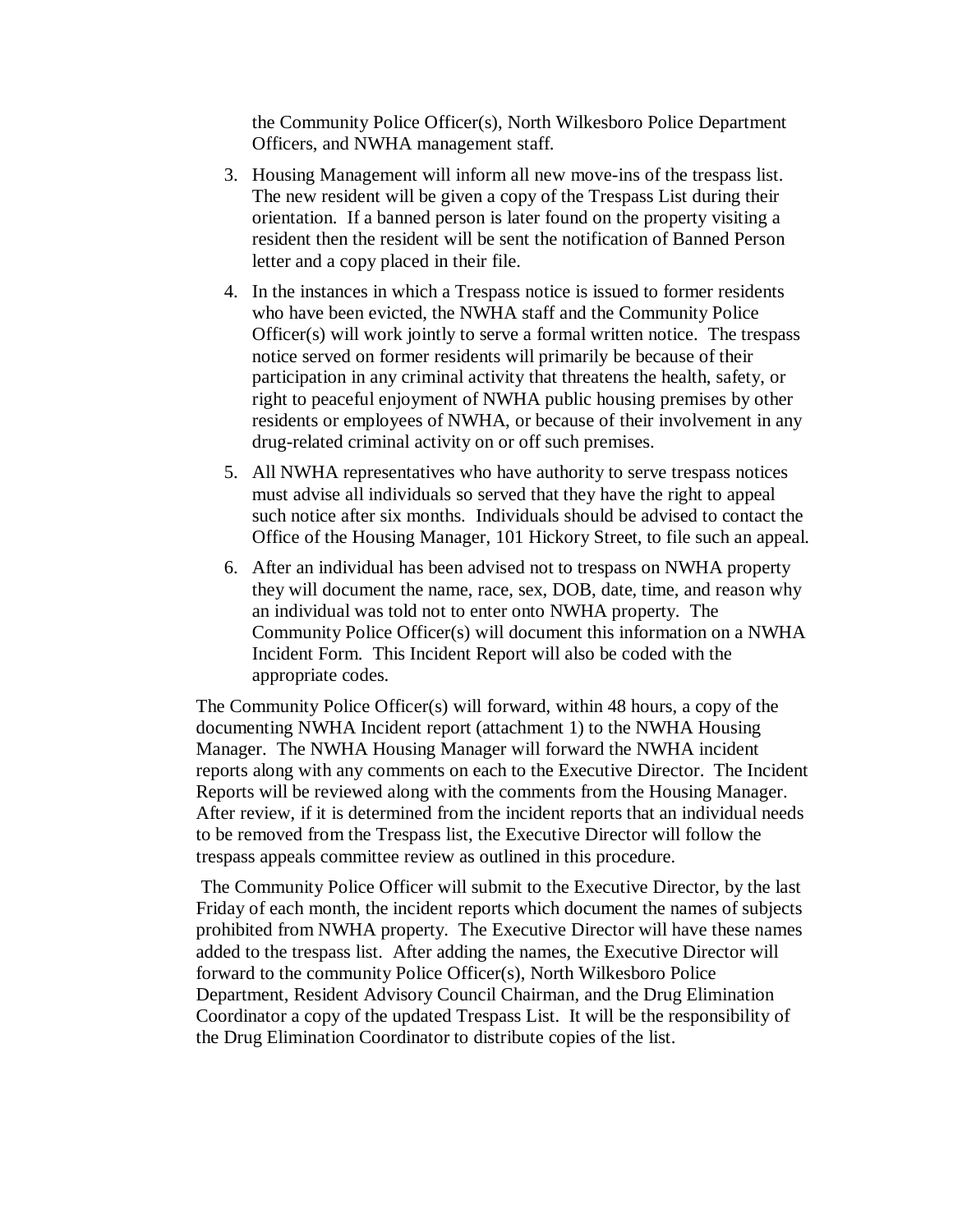the Community Police Officer(s), North Wilkesboro Police Department Officers, and NWHA management staff.

3. Housing Management will inform all new move-ins of the trespass list. The new resident will be given a copy of the Trespass List during their orientation. If a banned person is later found on the property visiting a resident then the resident will be sent the notification of Banned Person letter and a copy placed in their file.
4. In the instances in which a Trespass notice is issued to former residents who have been evicted, the NWHA staff and the Community Police Officer(s) will work jointly to serve a formal written notice. The trespass notice served on former residents will primarily be because of their participation in any criminal activity that threatens the health, safety, or right to peaceful enjoyment of NWHA public housing premises by other residents or employees of NWHA, or because of their involvement in any drug-related criminal activity on or off such premises.
5. All NWHA representatives who have authority to serve trespass notices must advise all individuals so served that they have the right to appeal such notice after six months. Individuals should be advised to contact the Office of the Housing Manager, 101 Hickory Street, to file such an appeal.
6. After an individual has been advised not to trespass on NWHA property they will document the name, race, sex, DOB, date, time, and reason why an individual was told not to enter onto NWHA property. The Community Police Officer(s) will document this information on a NWHA Incident Form. This Incident Report will also be coded with the appropriate codes.

The Community Police Officer(s) will forward, within 48 hours, a copy of the documenting NWHA Incident report (attachment 1) to the NWHA Housing Manager. The NWHA Housing Manager will forward the NWHA incident reports along with any comments on each to the Executive Director. The Incident Reports will be reviewed along with the comments from the Housing Manager. After review, if it is determined from the incident reports that an individual needs to be removed from the Trespass list, the Executive Director will follow the trespass appeals committee review as outlined in this procedure.

The Community Police Officer will submit to the Executive Director, by the last Friday of each month, the incident reports which document the names of subjects prohibited from NWHA property. The Executive Director will have these names added to the trespass list. After adding the names, the Executive Director will forward to the community Police Officer(s), North Wilkesboro Police Department, Resident Advisory Council Chairman, and the Drug Elimination Coordinator a copy of the updated Trespass List. It will be the responsibility of the Drug Elimination Coordinator to distribute copies of the list.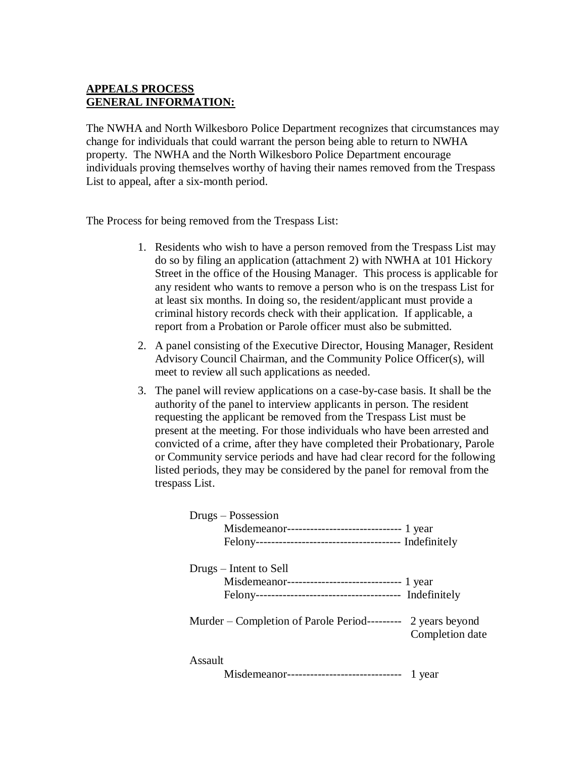**APPEALS PROCESS**
**GENERAL INFORMATION:**

The NWHA and North Wilkesboro Police Department recognizes that circumstances may change for individuals that could warrant the person being able to return to NWHA property. The NWHA and the North Wilkesboro Police Department encourage individuals proving themselves worthy of having their names removed from the Trespass List to appeal, after a six-month period.

The Process for being removed from the Trespass List:

1. Residents who wish to have a person removed from the Trespass List may do so by filing an application (attachment 2) with NWHA at 101 Hickory Street in the office of the Housing Manager. This process is applicable for any resident who wants to remove a person who is on the trespass List for at least six months. In doing so, the resident/applicant must provide a criminal history records check with their application. If applicable, a report from a Probation or Parole officer must also be submitted.
2. A panel consisting of the Executive Director, Housing Manager, Resident Advisory Council Chairman, and the Community Police Officer(s), will meet to review all such applications as needed.
3. The panel will review applications on a case-by-case basis. It shall be the authority of the panel to interview applicants in person. The resident requesting the applicant be removed from the Trespass List must be present at the meeting. For those individuals who have been arrested and convicted of a crime, after they have completed their Probationary, Parole or Community service periods and have had clear record for the following listed periods, they may be considered by the panel for removal from the trespass List.

Drugs – Possession
 Misdemeanor------------------------------ 1 year
 Felony-------------------------------------- Indefinitely

Drugs – Intent to Sell
 Misdemeanor------------------------------ 1 year
 Felony-------------------------------------- Indefinitely

Murder – Completion of Parole Period--------- 2 years beyond Completion date

Assault
 Misdemeanor------------------------------ 1 year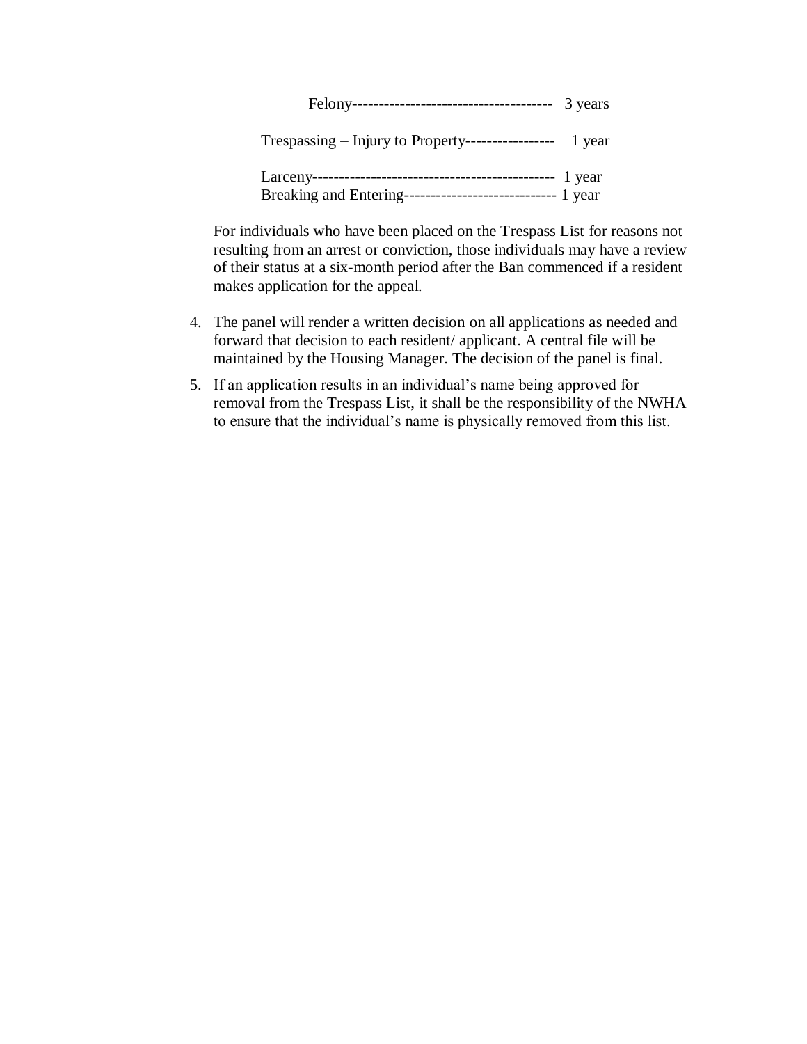Felony-------------------------------------- 3 years

Trespassing – Injury to Property----------------- 1 year

Larceny----------------------------------------------- 1 year
Breaking and Entering----------------------------- 1 year

For individuals who have been placed on the Trespass List for reasons not resulting from an arrest or conviction, those individuals may have a review of their status at a six-month period after the Ban commenced if a resident makes application for the appeal.

4. The panel will render a written decision on all applications as needed and forward that decision to each resident/ applicant. A central file will be maintained by the Housing Manager. The decision of the panel is final.
5. If an application results in an individual's name being approved for removal from the Trespass List, it shall be the responsibility of the NWHA to ensure that the individual's name is physically removed from this list.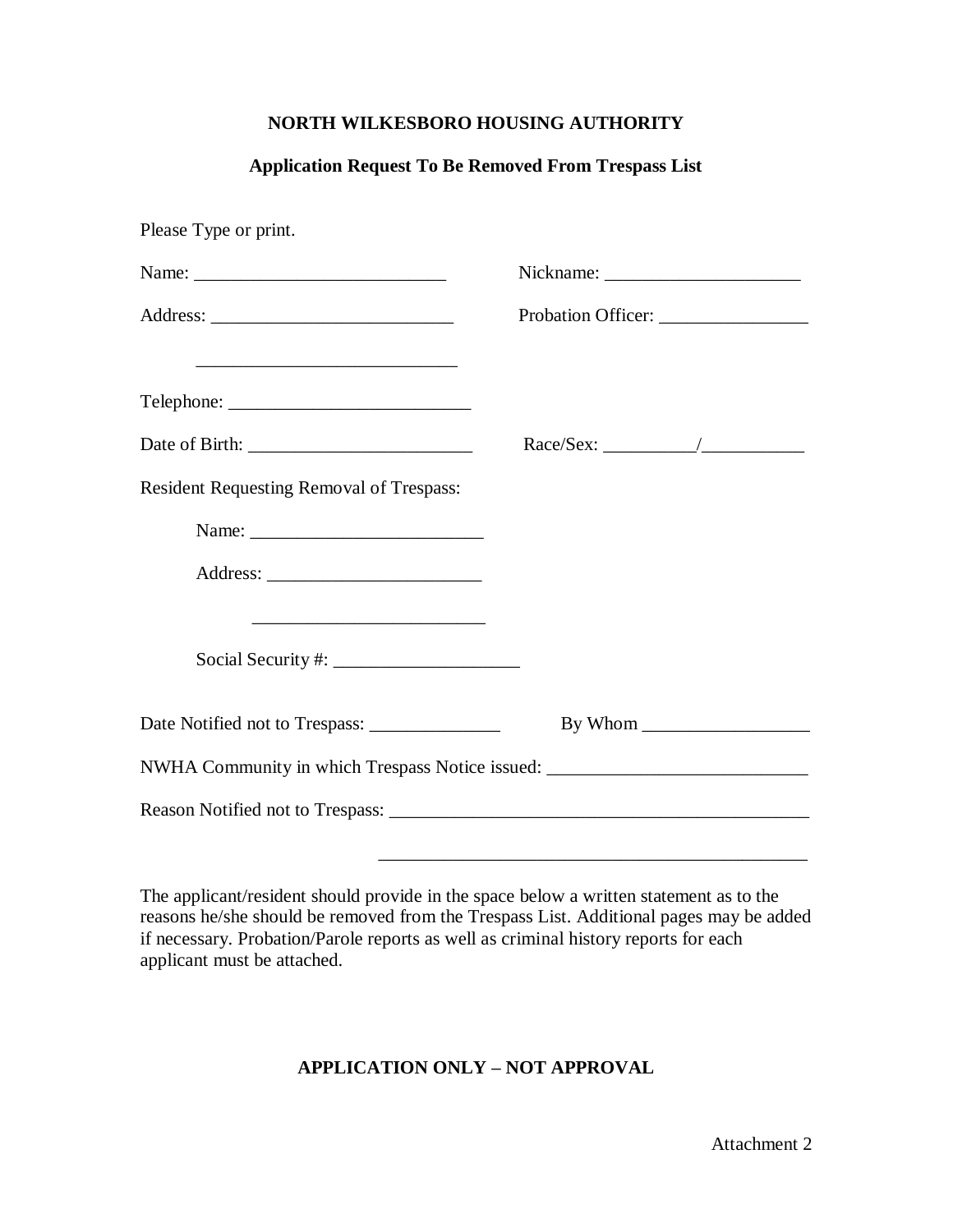**NORTH WILKESBORO HOUSING AUTHORITY**

**Application Request To Be Removed From Trespass List**

Please Type or print.

Name: ___________________________ Nickname: _____________________

Address: __________________________ Probation Officer: ________________

____________________________

Telephone: __________________________

Date of Birth: ________________________ Race/Sex: __________/___________

Resident Requesting Removal of Trespass:

Name: _________________________

Address: _______________________

_________________________

Social Security #: ____________________

Date Notified not to Trespass: ______________ By Whom __________________

NWHA Community in which Trespass Notice issued: ____________________________

Reason Notified not to Trespass: ______________________________________________

______________________________________________

The applicant/resident should provide in the space below a written statement as to the reasons he/she should be removed from the Trespass List. Additional pages may be added if necessary. Probation/Parole reports as well as criminal history reports for each applicant must be attached.

**APPLICATION ONLY – NOT APPROVAL**

Attachment 2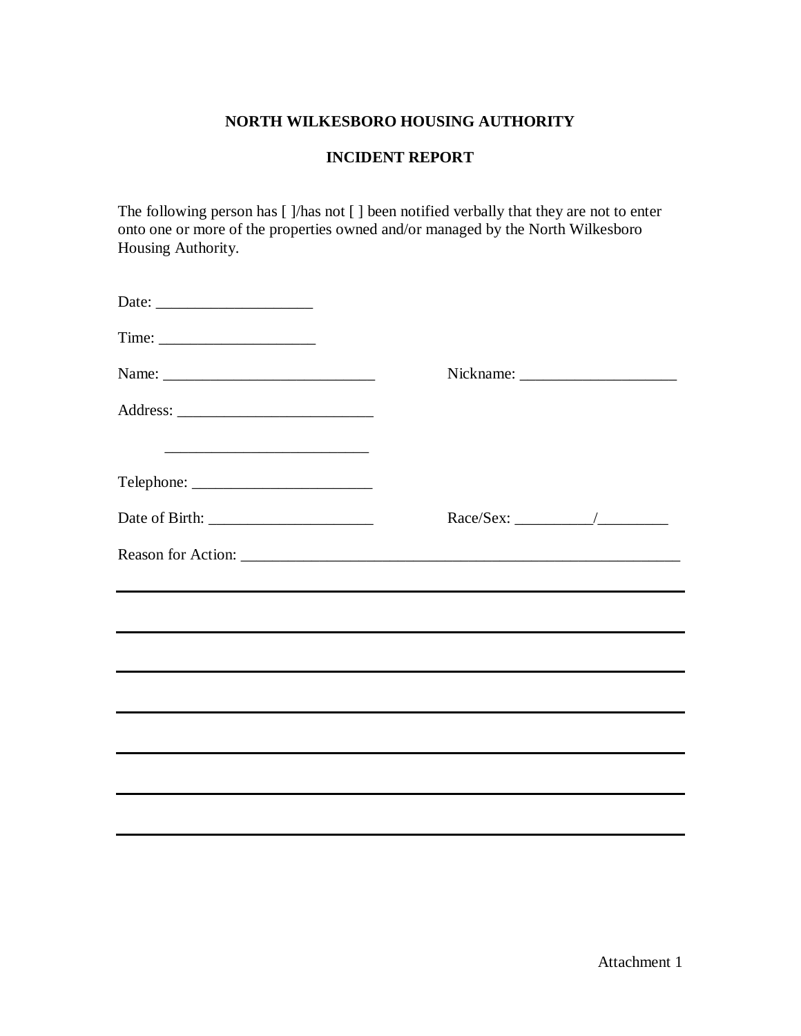**NORTH WILKESBORO HOUSING AUTHORITY**

**INCIDENT REPORT**

The following person has [ ]/has not [ ] been notified verbally that they are not to enter onto one or more of the properties owned and/or managed by the North Wilkesboro Housing Authority.

Date: ____________________

Time: ____________________

Name: ___________________________ Nickname: ____________________

Address: _________________________

_________________________

Telephone: _______________________

Date of Birth: _____________________ Race/Sex: __________/_________

Reason for Action: __________________________________________________________

______________________________________________________________________

______________________________________________________________________

______________________________________________________________________

______________________________________________________________________

______________________________________________________________________

______________________________________________________________________

______________________________________________________________________

Attachment 1